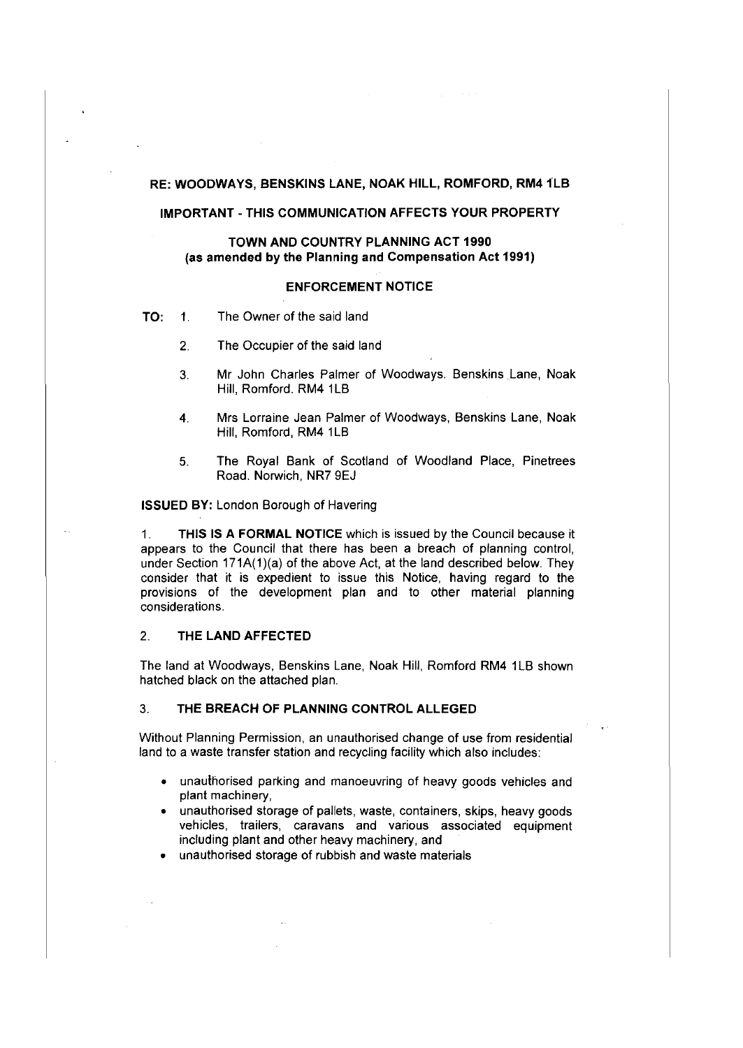**RE: WOODWAYS, BENSKINS LANE, NOAK HILL, ROMFORD, RM4 1LB**

**IMPORTANT - THIS COMMUNICATION AFFECTS YOUR PROPERTY**

**TOWN AND COUNTRY PLANNING ACT 1990**
**(as amended by the Planning and Compensation Act 1991)**

**ENFORCEMENT NOTICE**

**TO:**

1. The Owner of the said land
2. The Occupier of the said land
3. Mr John Charles Palmer of Woodways. Benskins Lane, Noak Hill, Romford. RM4 1LB
4. Mrs Lorraine Jean Palmer of Woodways, Benskins Lane, Noak Hill, Romford, RM4 1LB
5. The Royal Bank of Scotland of Woodland Place, Pinetrees Road. Norwich, NR7 9EJ

**ISSUED BY:** London Borough of Havering

1. **THIS IS A FORMAL NOTICE** which is issued by the Council because it appears to the Council that there has been a breach of planning control, under Section 171A(1)(a) of the above Act, at the land described below. They consider that it is expedient to issue this Notice, having regard to the provisions of the development plan and to other material planning considerations.

## 2. THE LAND AFFECTED

The land at Woodways, Benskins Lane, Noak Hill, Romford RM4 1LB shown hatched black on the attached plan.

## 3. THE BREACH OF PLANNING CONTROL ALLEGED

Without Planning Permission, an unauthorised change of use from residential land to a waste transfer station and recycling facility which also includes:

- unauthorised parking and manoeuvring of heavy goods vehicles and plant machinery,
- unauthorised storage of pallets, waste, containers, skips, heavy goods vehicles, trailers, caravans and various associated equipment including plant and other heavy machinery, and
- unauthorised storage of rubbish and waste materials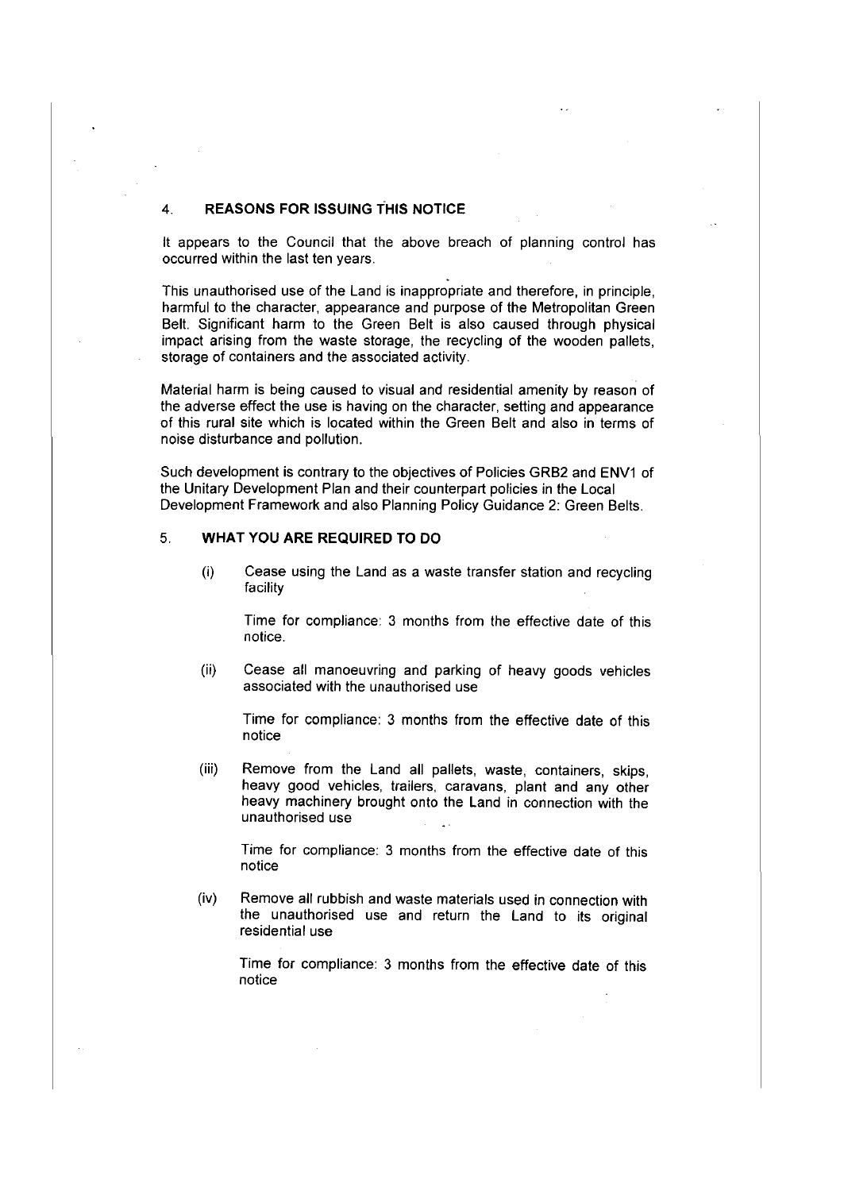## 4. REASONS FOR ISSUING THIS NOTICE

It appears to the Council that the above breach of planning control has occurred within the last ten years.

This unauthorised use of the Land is inappropriate and therefore, in principle, harmful to the character, appearance and purpose of the Metropolitan Green Belt. Significant harm to the Green Belt is also caused through physical impact arising from the waste storage, the recycling of the wooden pallets, storage of containers and the associated activity.

Material harm is being caused to visual and residential amenity by reason of the adverse effect the use is having on the character, setting and appearance of this rural site which is located within the Green Belt and also in terms of noise disturbance and pollution.

Such development is contrary to the objectives of Policies GRB2 and ENV1 of the Unitary Development Plan and their counterpart policies in the Local Development Framework and also Planning Policy Guidance 2: Green Belts.

## 5. WHAT YOU ARE REQUIRED TO DO

(i) Cease using the Land as a waste transfer station and recycling facility

Time for compliance: 3 months from the effective date of this notice.

(ii) Cease all manoeuvring and parking of heavy goods vehicles associated with the unauthorised use

Time for compliance: 3 months from the effective date of this notice

(iii) Remove from the Land all pallets, waste, containers, skips, heavy good vehicles, trailers, caravans, plant and any other heavy machinery brought onto the Land in connection with the unauthorised use

Time for compliance: 3 months from the effective date of this notice

(iv) Remove all rubbish and waste materials used in connection with the unauthorised use and return the Land to its original residential use

Time for compliance: 3 months from the effective date of this notice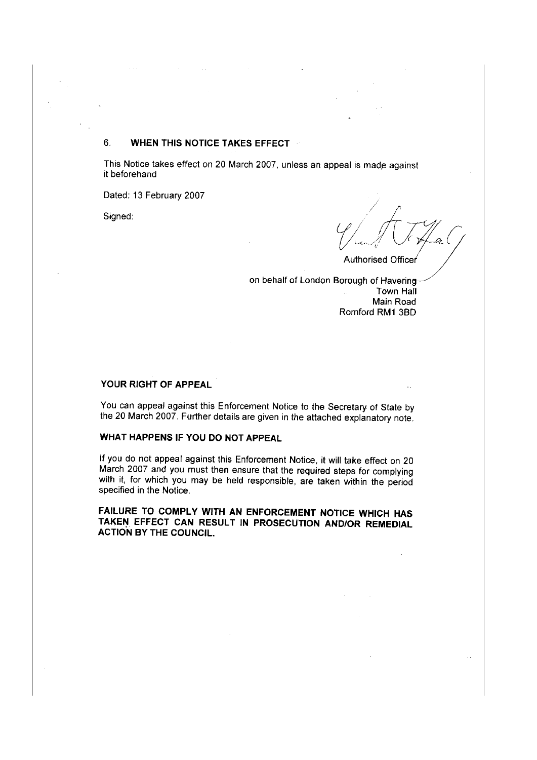## 6. WHEN THIS NOTICE TAKES EFFECT

This Notice takes effect on 20 March 2007, unless an appeal is made against it beforehand

Dated: 13 February 2007

Signed:

Authorised Officer

on behalf of London Borough of Havering
Town Hall
Main Road
Romford RM1 3BD

### YOUR RIGHT OF APPEAL

You can appeal against this Enforcement Notice to the Secretary of State by the 20 March 2007. Further details are given in the attached explanatory note.

### WHAT HAPPENS IF YOU DO NOT APPEAL

If you do not appeal against this Enforcement Notice, it will take effect on 20 March 2007 and you must then ensure that the required steps for complying with it, for which you may be held responsible, are taken within the period specified in the Notice.

**FAILURE TO COMPLY WITH AN ENFORCEMENT NOTICE WHICH HAS TAKEN EFFECT CAN RESULT IN PROSECUTION AND/OR REMEDIAL ACTION BY THE COUNCIL.**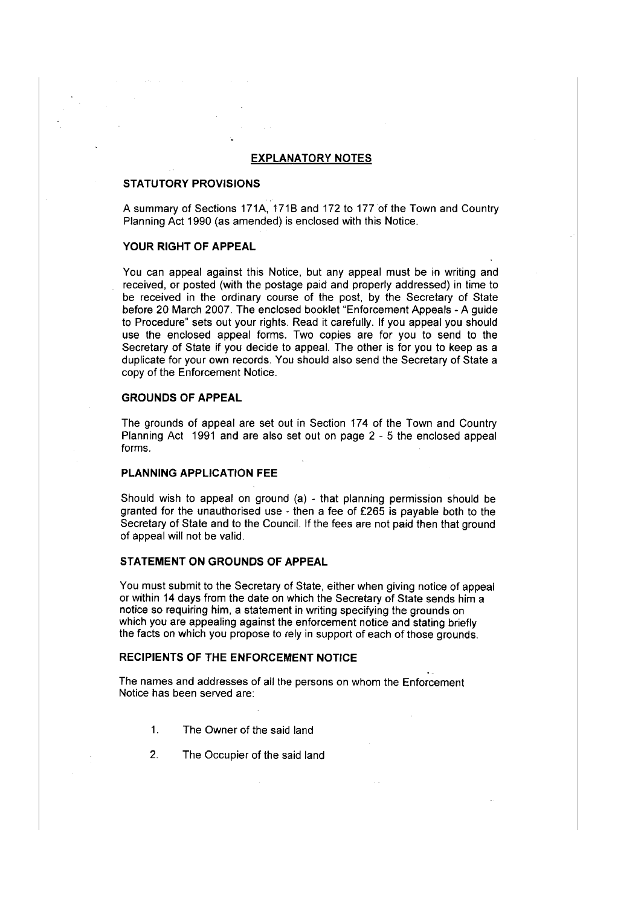## EXPLANATORY NOTES

### STATUTORY PROVISIONS

A summary of Sections 171A, 171B and 172 to 177 of the Town and Country Planning Act 1990 (as amended) is enclosed with this Notice.

### YOUR RIGHT OF APPEAL

You can appeal against this Notice, but any appeal must be in writing and received, or posted (with the postage paid and properly addressed) in time to be received in the ordinary course of the post, by the Secretary of State before 20 March 2007. The enclosed booklet "Enforcement Appeals - A guide to Procedure" sets out your rights. Read it carefully. If you appeal you should use the enclosed appeal forms. Two copies are for you to send to the Secretary of State if you decide to appeal. The other is for you to keep as a duplicate for your own records. You should also send the Secretary of State a copy of the Enforcement Notice.

### GROUNDS OF APPEAL

The grounds of appeal are set out in Section 174 of the Town and Country Planning Act 1991 and are also set out on page 2 - 5 the enclosed appeal forms.

### PLANNING APPLICATION FEE

Should wish to appeal on ground (a) - that planning permission should be granted for the unauthorised use - then a fee of £265 is payable both to the Secretary of State and to the Council. If the fees are not paid then that ground of appeal will not be valid.

### STATEMENT ON GROUNDS OF APPEAL

You must submit to the Secretary of State, either when giving notice of appeal or within 14 days from the date on which the Secretary of State sends him a notice so requiring him, a statement in writing specifying the grounds on which you are appealing against the enforcement notice and stating briefly the facts on which you propose to rely in support of each of those grounds.

### RECIPIENTS OF THE ENFORCEMENT NOTICE

The names and addresses of all the persons on whom the Enforcement Notice has been served are:

1. The Owner of the said land
2. The Occupier of the said land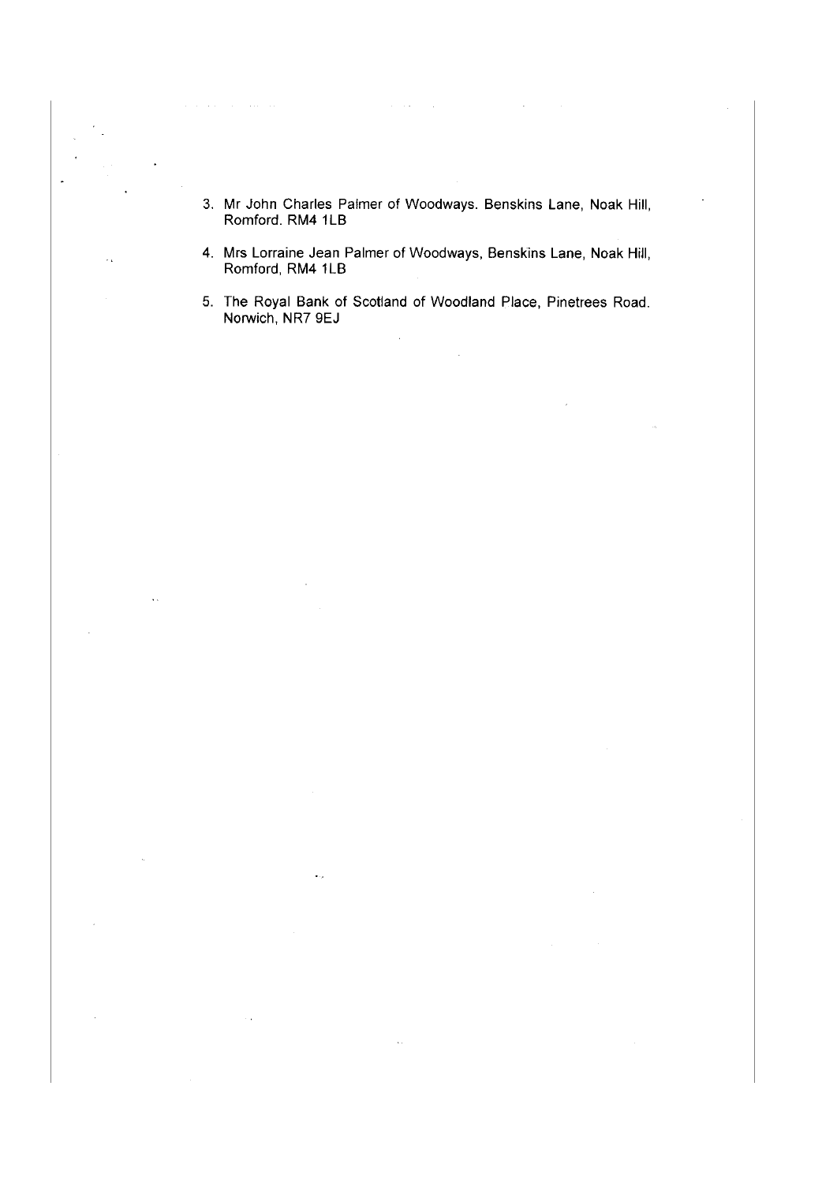3. Mr John Charles Palmer of Woodways. Benskins Lane, Noak Hill, Romford. RM4 1LB

4. Mrs Lorraine Jean Palmer of Woodways, Benskins Lane, Noak Hill, Romford, RM4 1LB

5. The Royal Bank of Scotland of Woodland Place, Pinetrees Road. Norwich, NR7 9EJ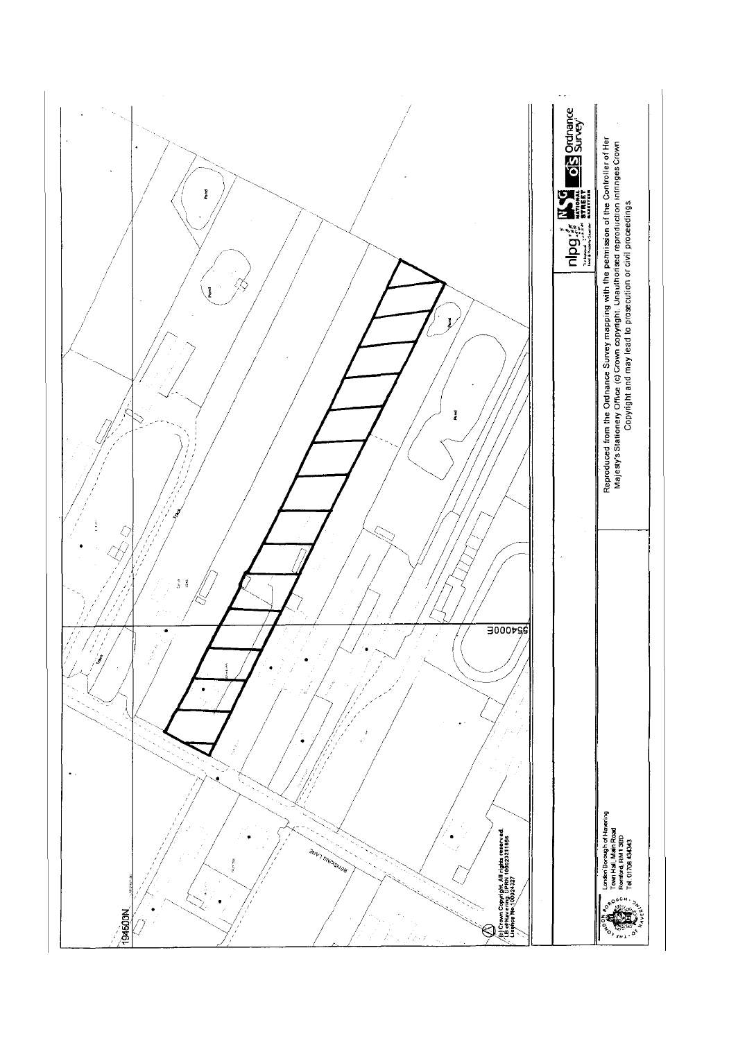194500N

554000E

Pond

Pond

Pond

Pond

Track

Track

BENSKINS LANE

(c) Crown Copyright. All rights reserved.
LB of Havering. UPRN 100023211656
Licence No. 100024327

London Borough of Havering
Town Hall, Main Road
Romford, RM1 3BD
Tel: 01708 434343

Ordnance Survey

Reproduced from the Ordnance Survey mapping with the permission of the Controller of Her Majesty's Stationery Office (c) Crown copyright. Unauthorised reproduction infringes Crown Copyright and may lead to prosecution or civil proceedings.